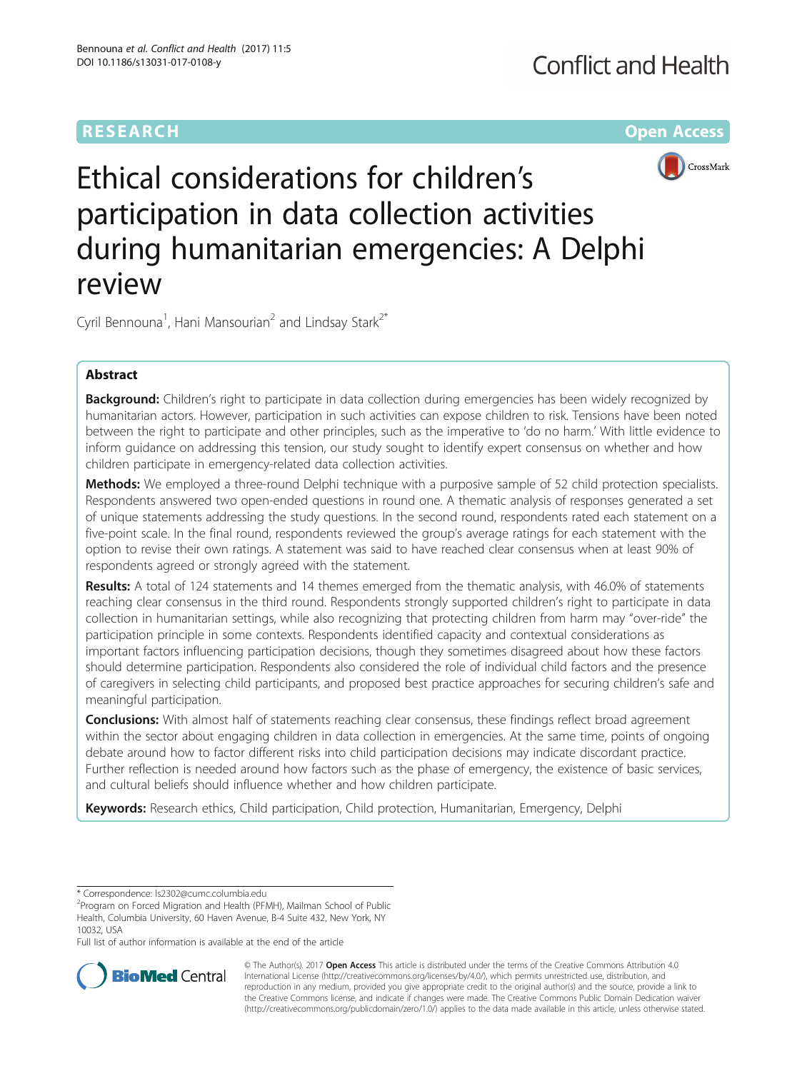RESEARCH Open Access

# Ethical considerations for children's participation in data collection activities during humanitarian emergencies: A Delphi review

Cyril Bennouna[1], Hani Mansourian[2] and Lindsay Stark[2*]

## Abstract

**Background:** Children's right to participate in data collection during emergencies has been widely recognized by humanitarian actors. However, participation in such activities can expose children to risk. Tensions have been noted between the right to participate and other principles, such as the imperative to 'do no harm.' With little evidence to inform guidance on addressing this tension, our study sought to identify expert consensus on whether and how children participate in emergency-related data collection activities.

**Methods:** We employed a three-round Delphi technique with a purposive sample of 52 child protection specialists. Respondents answered two open-ended questions in round one. A thematic analysis of responses generated a set of unique statements addressing the study questions. In the second round, respondents rated each statement on a five-point scale. In the final round, respondents reviewed the group's average ratings for each statement with the option to revise their own ratings. A statement was said to have reached clear consensus when at least 90% of respondents agreed or strongly agreed with the statement.

**Results:** A total of 124 statements and 14 themes emerged from the thematic analysis, with 46.0% of statements reaching clear consensus in the third round. Respondents strongly supported children's right to participate in data collection in humanitarian settings, while also recognizing that protecting children from harm may "over-ride" the participation principle in some contexts. Respondents identified capacity and contextual considerations as important factors influencing participation decisions, though they sometimes disagreed about how these factors should determine participation. Respondents also considered the role of individual child factors and the presence of caregivers in selecting child participants, and proposed best practice approaches for securing children's safe and meaningful participation.

**Conclusions:** With almost half of statements reaching clear consensus, these findings reflect broad agreement within the sector about engaging children in data collection in emergencies. At the same time, points of ongoing debate around how to factor different risks into child participation decisions may indicate discordant practice. Further reflection is needed around how factors such as the phase of emergency, the existence of basic services, and cultural beliefs should influence whether and how children participate.

**Keywords:** Research ethics, Child participation, Child protection, Humanitarian, Emergency, Delphi

---

\* Correspondence: ls2302@cumc.columbia.edu

[2]Program on Forced Migration and Health (PFMH), Mailman School of Public Health, Columbia University, 60 Haven Avenue, B-4 Suite 432, New York, NY 10032, USA

Full list of author information is available at the end of the article

© The Author(s). 2017 **Open Access** This article is distributed under the terms of the Creative Commons Attribution 4.0 International License (http://creativecommons.org/licenses/by/4.0/), which permits unrestricted use, distribution, and reproduction in any medium, provided you give appropriate credit to the original author(s) and the source, provide a link to the Creative Commons license, and indicate if changes were made. The Creative Commons Public Domain Dedication waiver (http://creativecommons.org/publicdomain/zero/1.0/) applies to the data made available in this article, unless otherwise stated.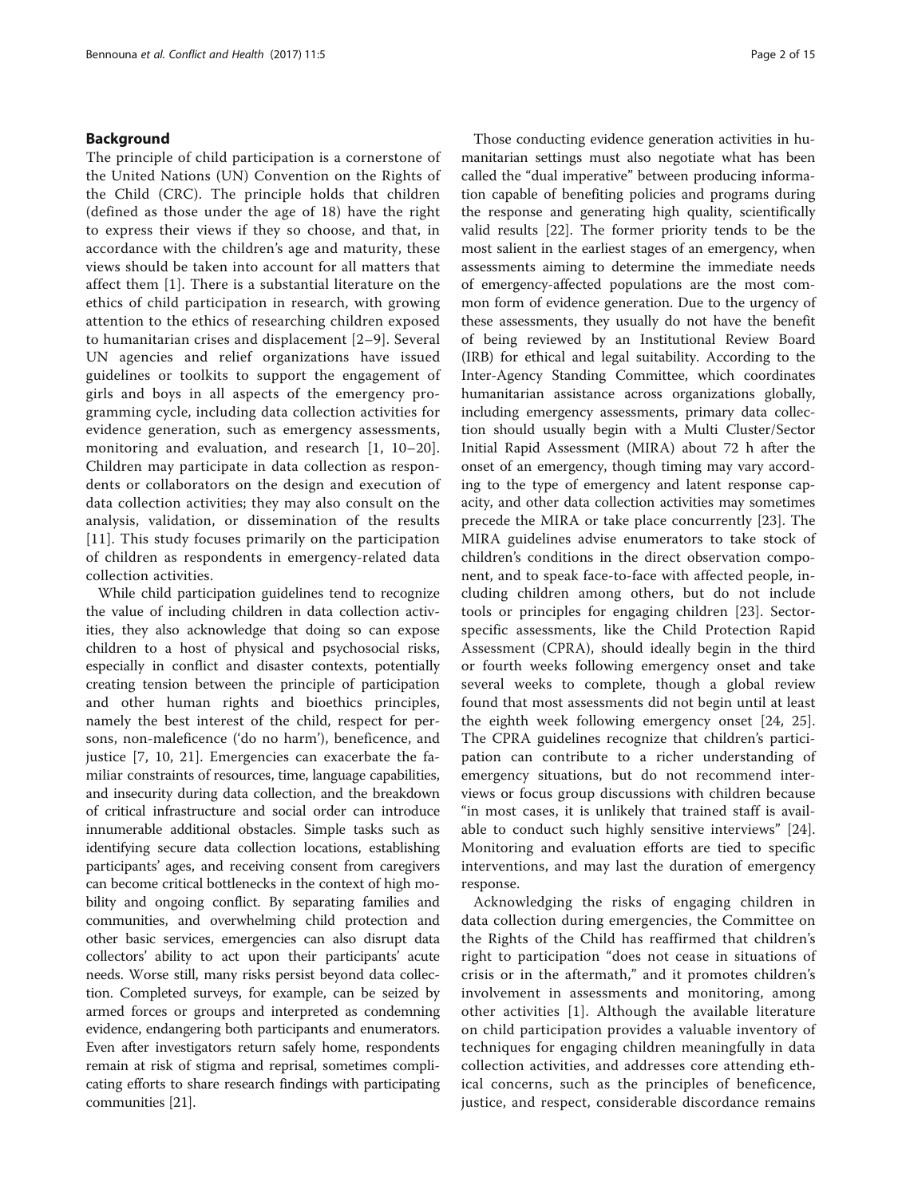## Background

The principle of child participation is a cornerstone of the United Nations (UN) Convention on the Rights of the Child (CRC). The principle holds that children (defined as those under the age of 18) have the right to express their views if they so choose, and that, in accordance with the children's age and maturity, these views should be taken into account for all matters that affect them [1]. There is a substantial literature on the ethics of child participation in research, with growing attention to the ethics of researching children exposed to humanitarian crises and displacement [2–9]. Several UN agencies and relief organizations have issued guidelines or toolkits to support the engagement of girls and boys in all aspects of the emergency programming cycle, including data collection activities for evidence generation, such as emergency assessments, monitoring and evaluation, and research [1, 10–20]. Children may participate in data collection as respondents or collaborators on the design and execution of data collection activities; they may also consult on the analysis, validation, or dissemination of the results [11]. This study focuses primarily on the participation of children as respondents in emergency-related data collection activities.

While child participation guidelines tend to recognize the value of including children in data collection activities, they also acknowledge that doing so can expose children to a host of physical and psychosocial risks, especially in conflict and disaster contexts, potentially creating tension between the principle of participation and other human rights and bioethics principles, namely the best interest of the child, respect for persons, non-maleficence ('do no harm'), beneficence, and justice [7, 10, 21]. Emergencies can exacerbate the familiar constraints of resources, time, language capabilities, and insecurity during data collection, and the breakdown of critical infrastructure and social order can introduce innumerable additional obstacles. Simple tasks such as identifying secure data collection locations, establishing participants' ages, and receiving consent from caregivers can become critical bottlenecks in the context of high mobility and ongoing conflict. By separating families and communities, and overwhelming child protection and other basic services, emergencies can also disrupt data collectors' ability to act upon their participants' acute needs. Worse still, many risks persist beyond data collection. Completed surveys, for example, can be seized by armed forces or groups and interpreted as condemning evidence, endangering both participants and enumerators. Even after investigators return safely home, respondents remain at risk of stigma and reprisal, sometimes complicating efforts to share research findings with participating communities [21].

Those conducting evidence generation activities in humanitarian settings must also negotiate what has been called the "dual imperative" between producing information capable of benefiting policies and programs during the response and generating high quality, scientifically valid results [22]. The former priority tends to be the most salient in the earliest stages of an emergency, when assessments aiming to determine the immediate needs of emergency-affected populations are the most common form of evidence generation. Due to the urgency of these assessments, they usually do not have the benefit of being reviewed by an Institutional Review Board (IRB) for ethical and legal suitability. According to the Inter-Agency Standing Committee, which coordinates humanitarian assistance across organizations globally, including emergency assessments, primary data collection should usually begin with a Multi Cluster/Sector Initial Rapid Assessment (MIRA) about 72 h after the onset of an emergency, though timing may vary according to the type of emergency and latent response capacity, and other data collection activities may sometimes precede the MIRA or take place concurrently [23]. The MIRA guidelines advise enumerators to take stock of children's conditions in the direct observation component, and to speak face-to-face with affected people, including children among others, but do not include tools or principles for engaging children [23]. Sector-specific assessments, like the Child Protection Rapid Assessment (CPRA), should ideally begin in the third or fourth weeks following emergency onset and take several weeks to complete, though a global review found that most assessments did not begin until at least the eighth week following emergency onset [24, 25]. The CPRA guidelines recognize that children's participation can contribute to a richer understanding of emergency situations, but do not recommend interviews or focus group discussions with children because "in most cases, it is unlikely that trained staff is available to conduct such highly sensitive interviews" [24]. Monitoring and evaluation efforts are tied to specific interventions, and may last the duration of emergency response.

Acknowledging the risks of engaging children in data collection during emergencies, the Committee on the Rights of the Child has reaffirmed that children's right to participation "does not cease in situations of crisis or in the aftermath," and it promotes children's involvement in assessments and monitoring, among other activities [1]. Although the available literature on child participation provides a valuable inventory of techniques for engaging children meaningfully in data collection activities, and addresses core attending ethical concerns, such as the principles of beneficence, justice, and respect, considerable discordance remains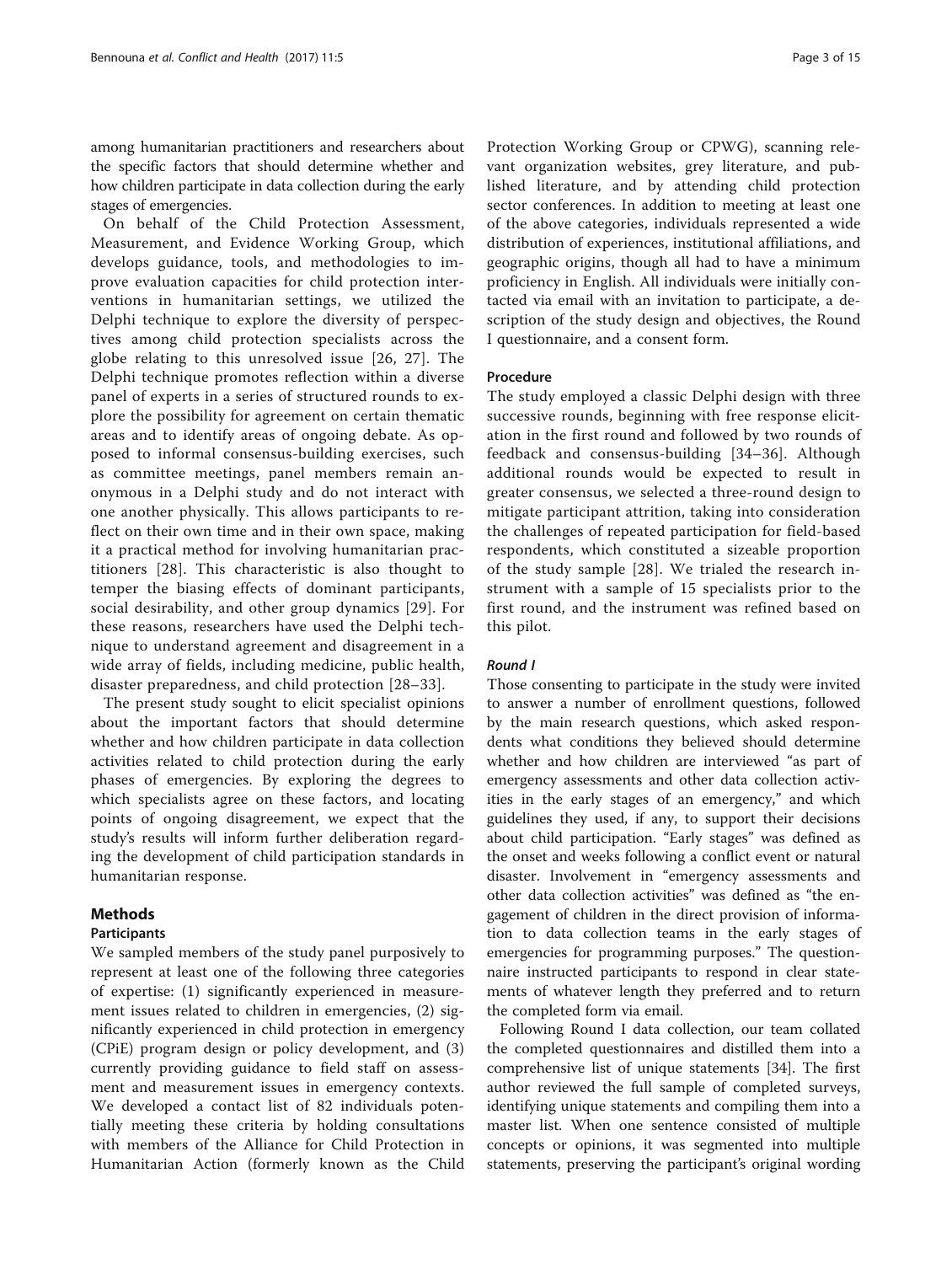among humanitarian practitioners and researchers about the specific factors that should determine whether and how children participate in data collection during the early stages of emergencies.

On behalf of the Child Protection Assessment, Measurement, and Evidence Working Group, which develops guidance, tools, and methodologies to improve evaluation capacities for child protection interventions in humanitarian settings, we utilized the Delphi technique to explore the diversity of perspectives among child protection specialists across the globe relating to this unresolved issue [26, 27]. The Delphi technique promotes reflection within a diverse panel of experts in a series of structured rounds to explore the possibility for agreement on certain thematic areas and to identify areas of ongoing debate. As opposed to informal consensus-building exercises, such as committee meetings, panel members remain anonymous in a Delphi study and do not interact with one another physically. This allows participants to reflect on their own time and in their own space, making it a practical method for involving humanitarian practitioners [28]. This characteristic is also thought to temper the biasing effects of dominant participants, social desirability, and other group dynamics [29]. For these reasons, researchers have used the Delphi technique to understand agreement and disagreement in a wide array of fields, including medicine, public health, disaster preparedness, and child protection [28–33].

The present study sought to elicit specialist opinions about the important factors that should determine whether and how children participate in data collection activities related to child protection during the early phases of emergencies. By exploring the degrees to which specialists agree on these factors, and locating points of ongoing disagreement, we expect that the study's results will inform further deliberation regarding the development of child participation standards in humanitarian response.

## Methods

### Participants

We sampled members of the study panel purposively to represent at least one of the following three categories of expertise: (1) significantly experienced in measurement issues related to children in emergencies, (2) significantly experienced in child protection in emergency (CPiE) program design or policy development, and (3) currently providing guidance to field staff on assessment and measurement issues in emergency contexts. We developed a contact list of 82 individuals potentially meeting these criteria by holding consultations with members of the Alliance for Child Protection in Humanitarian Action (formerly known as the Child Protection Working Group or CPWG), scanning relevant organization websites, grey literature, and published literature, and by attending child protection sector conferences. In addition to meeting at least one of the above categories, individuals represented a wide distribution of experiences, institutional affiliations, and geographic origins, though all had to have a minimum proficiency in English. All individuals were initially contacted via email with an invitation to participate, a description of the study design and objectives, the Round I questionnaire, and a consent form.

### Procedure

The study employed a classic Delphi design with three successive rounds, beginning with free response elicitation in the first round and followed by two rounds of feedback and consensus-building [34–36]. Although additional rounds would be expected to result in greater consensus, we selected a three-round design to mitigate participant attrition, taking into consideration the challenges of repeated participation for field-based respondents, which constituted a sizeable proportion of the study sample [28]. We trialed the research instrument with a sample of 15 specialists prior to the first round, and the instrument was refined based on this pilot.

#### *Round I*

Those consenting to participate in the study were invited to answer a number of enrollment questions, followed by the main research questions, which asked respondents what conditions they believed should determine whether and how children are interviewed "as part of emergency assessments and other data collection activities in the early stages of an emergency," and which guidelines they used, if any, to support their decisions about child participation. "Early stages" was defined as the onset and weeks following a conflict event or natural disaster. Involvement in "emergency assessments and other data collection activities" was defined as "the engagement of children in the direct provision of information to data collection teams in the early stages of emergencies for programming purposes." The questionnaire instructed participants to respond in clear statements of whatever length they preferred and to return the completed form via email.

Following Round I data collection, our team collated the completed questionnaires and distilled them into a comprehensive list of unique statements [34]. The first author reviewed the full sample of completed surveys, identifying unique statements and compiling them into a master list. When one sentence consisted of multiple concepts or opinions, it was segmented into multiple statements, preserving the participant's original wording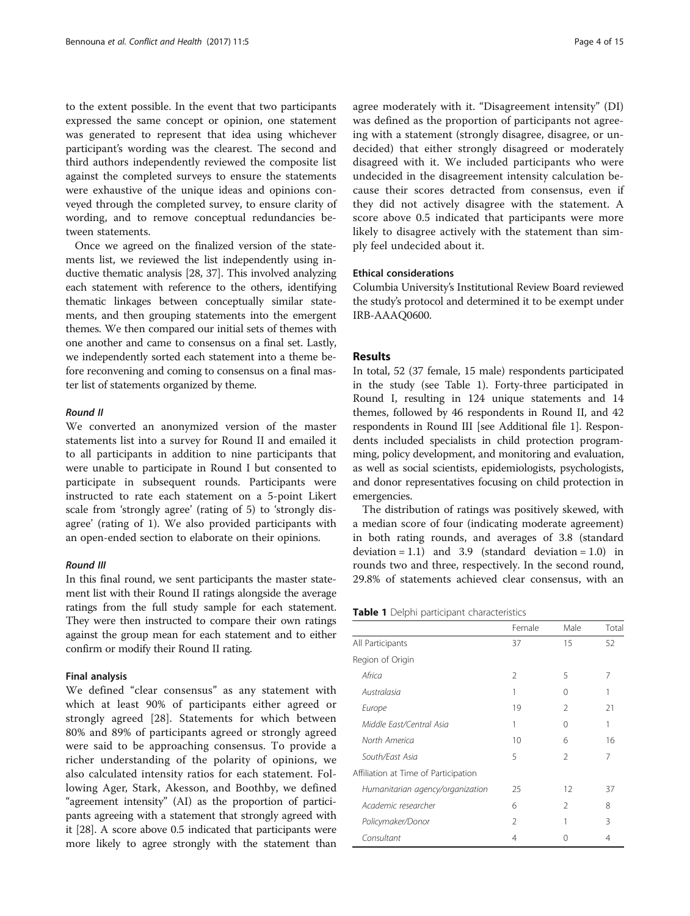to the extent possible. In the event that two participants expressed the same concept or opinion, one statement was generated to represent that idea using whichever participant's wording was the clearest. The second and third authors independently reviewed the composite list against the completed surveys to ensure the statements were exhaustive of the unique ideas and opinions conveyed through the completed survey, to ensure clarity of wording, and to remove conceptual redundancies between statements.

Once we agreed on the finalized version of the statements list, we reviewed the list independently using inductive thematic analysis [28, 37]. This involved analyzing each statement with reference to the others, identifying thematic linkages between conceptually similar statements, and then grouping statements into the emergent themes. We then compared our initial sets of themes with one another and came to consensus on a final set. Lastly, we independently sorted each statement into a theme before reconvening and coming to consensus on a final master list of statements organized by theme.

#### *Round II*

We converted an anonymized version of the master statements list into a survey for Round II and emailed it to all participants in addition to nine participants that were unable to participate in Round I but consented to participate in subsequent rounds. Participants were instructed to rate each statement on a 5-point Likert scale from 'strongly agree' (rating of 5) to 'strongly disagree' (rating of 1). We also provided participants with an open-ended section to elaborate on their opinions.

#### *Round III*

In this final round, we sent participants the master statement list with their Round II ratings alongside the average ratings from the full study sample for each statement. They were then instructed to compare their own ratings against the group mean for each statement and to either confirm or modify their Round II rating.

### Final analysis

We defined "clear consensus" as any statement with which at least 90% of participants either agreed or strongly agreed [28]. Statements for which between 80% and 89% of participants agreed or strongly agreed were said to be approaching consensus. To provide a richer understanding of the polarity of opinions, we also calculated intensity ratios for each statement. Following Ager, Stark, Akesson, and Boothby, we defined "agreement intensity" (AI) as the proportion of participants agreeing with a statement that strongly agreed with it [28]. A score above 0.5 indicated that participants were more likely to agree strongly with the statement than agree moderately with it. "Disagreement intensity" (DI) was defined as the proportion of participants not agreeing with a statement (strongly disagree, disagree, or undecided) that either strongly disagreed or moderately disagreed with it. We included participants who were undecided in the disagreement intensity calculation because their scores detracted from consensus, even if they did not actively disagree with the statement. A score above 0.5 indicated that participants were more likely to disagree actively with the statement than simply feel undecided about it.

### Ethical considerations

Columbia University's Institutional Review Board reviewed the study's protocol and determined it to be exempt under IRB-AAAQ0600.

## Results

In total, 52 (37 female, 15 male) respondents participated in the study (see Table 1). Forty-three participated in Round I, resulting in 124 unique statements and 14 themes, followed by 46 respondents in Round II, and 42 respondents in Round III [see Additional file 1]. Respondents included specialists in child protection programming, policy development, and monitoring and evaluation, as well as social scientists, epidemiologists, psychologists, and donor representatives focusing on child protection in emergencies.

The distribution of ratings was positively skewed, with a median score of four (indicating moderate agreement) in both rating rounds, and averages of 3.8 (standard deviation = 1.1) and 3.9 (standard deviation = 1.0) in rounds two and three, respectively. In the second round, 29.8% of statements achieved clear consensus, with an

**Table 1** Delphi participant characteristics

| | Female | Male | Total |
|---|---|---|---|
| All Participants | 37 | 15 | 52 |
| Region of Origin | | | |
| *Africa* | 2 | 5 | 7 |
| *Australasia* | 1 | 0 | 1 |
| *Europe* | 19 | 2 | 21 |
| *Middle East/Central Asia* | 1 | 0 | 1 |
| *North America* | 10 | 6 | 16 |
| *South/East Asia* | 5 | 2 | 7 |
| Affiliation at Time of Participation | | | |
| *Humanitarian agency/organization* | 25 | 12 | 37 |
| *Academic researcher* | 6 | 2 | 8 |
| *Policymaker/Donor* | 2 | 1 | 3 |
| *Consultant* | 4 | 0 | 4 |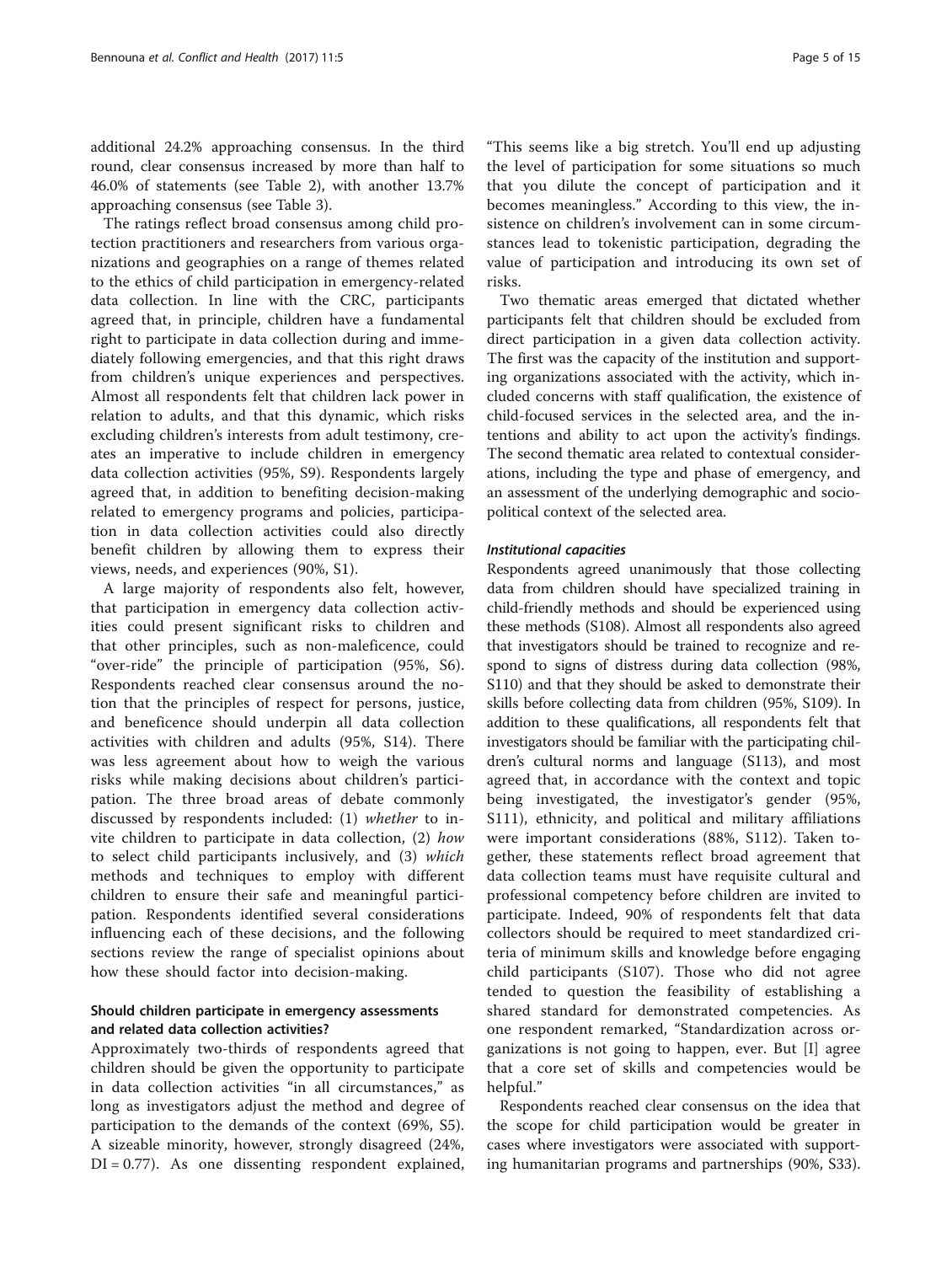additional 24.2% approaching consensus. In the third round, clear consensus increased by more than half to 46.0% of statements (see Table 2), with another 13.7% approaching consensus (see Table 3).

The ratings reflect broad consensus among child protection practitioners and researchers from various organizations and geographies on a range of themes related to the ethics of child participation in emergency-related data collection. In line with the CRC, participants agreed that, in principle, children have a fundamental right to participate in data collection during and immediately following emergencies, and that this right draws from children's unique experiences and perspectives. Almost all respondents felt that children lack power in relation to adults, and that this dynamic, which risks excluding children's interests from adult testimony, creates an imperative to include children in emergency data collection activities (95%, S9). Respondents largely agreed that, in addition to benefiting decision-making related to emergency programs and policies, participation in data collection activities could also directly benefit children by allowing them to express their views, needs, and experiences (90%, S1).

A large majority of respondents also felt, however, that participation in emergency data collection activities could present significant risks to children and that other principles, such as non-maleficence, could "over-ride" the principle of participation (95%, S6). Respondents reached clear consensus around the notion that the principles of respect for persons, justice, and beneficence should underpin all data collection activities with children and adults (95%, S14). There was less agreement about how to weigh the various risks while making decisions about children's participation. The three broad areas of debate commonly discussed by respondents included: (1) *whether* to invite children to participate in data collection, (2) *how* to select child participants inclusively, and (3) *which* methods and techniques to employ with different children to ensure their safe and meaningful participation. Respondents identified several considerations influencing each of these decisions, and the following sections review the range of specialist opinions about how these should factor into decision-making.

## Should children participate in emergency assessments and related data collection activities?

Approximately two-thirds of respondents agreed that children should be given the opportunity to participate in data collection activities "in all circumstances," as long as investigators adjust the method and degree of participation to the demands of the context (69%, S5). A sizeable minority, however, strongly disagreed (24%, DI = 0.77). As one dissenting respondent explained, "This seems like a big stretch. You'll end up adjusting the level of participation for some situations so much that you dilute the concept of participation and it becomes meaningless." According to this view, the insistence on children's involvement can in some circumstances lead to tokenistic participation, degrading the value of participation and introducing its own set of risks.

Two thematic areas emerged that dictated whether participants felt that children should be excluded from direct participation in a given data collection activity. The first was the capacity of the institution and supporting organizations associated with the activity, which included concerns with staff qualification, the existence of child-focused services in the selected area, and the intentions and ability to act upon the activity's findings. The second thematic area related to contextual considerations, including the type and phase of emergency, and an assessment of the underlying demographic and socio-political context of the selected area.

### *Institutional capacities*

Respondents agreed unanimously that those collecting data from children should have specialized training in child-friendly methods and should be experienced using these methods (S108). Almost all respondents also agreed that investigators should be trained to recognize and respond to signs of distress during data collection (98%, S110) and that they should be asked to demonstrate their skills before collecting data from children (95%, S109). In addition to these qualifications, all respondents felt that investigators should be familiar with the participating children's cultural norms and language (S113), and most agreed that, in accordance with the context and topic being investigated, the investigator's gender (95%, S111), ethnicity, and political and military affiliations were important considerations (88%, S112). Taken together, these statements reflect broad agreement that data collection teams must have requisite cultural and professional competency before children are invited to participate. Indeed, 90% of respondents felt that data collectors should be required to meet standardized criteria of minimum skills and knowledge before engaging child participants (S107). Those who did not agree tended to question the feasibility of establishing a shared standard for demonstrated competencies. As one respondent remarked, "Standardization across organizations is not going to happen, ever. But [I] agree that a core set of skills and competencies would be helpful."

Respondents reached clear consensus on the idea that the scope for child participation would be greater in cases where investigators were associated with supporting humanitarian programs and partnerships (90%, S33).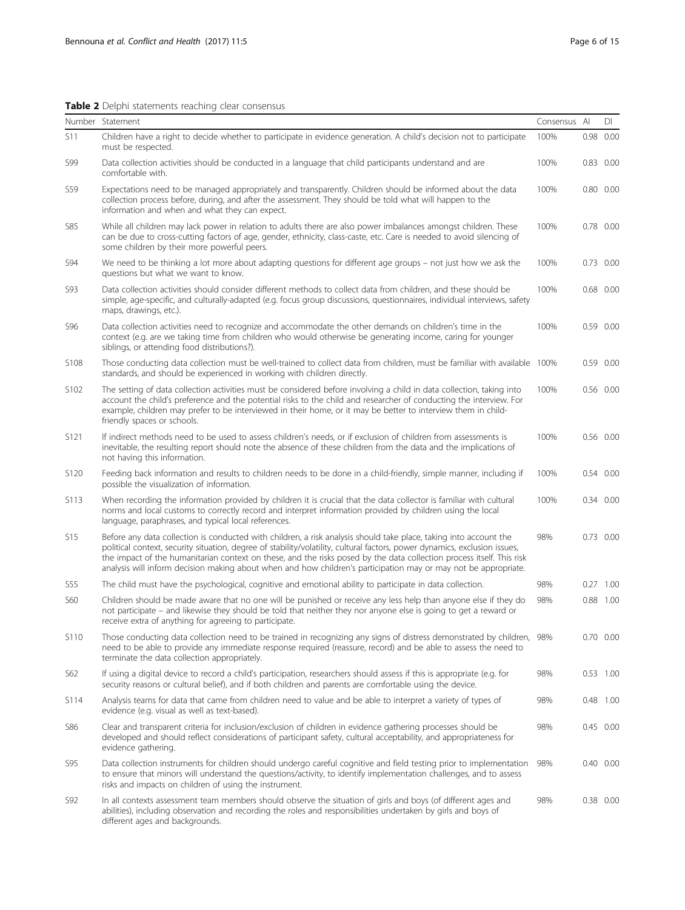**Table 2** Delphi statements reaching clear consensus

| Number | Statement | Consensus | AI | DI |
|---|---|---|---|---|
| S11 | Children have a right to decide whether to participate in evidence generation. A child's decision not to participate must be respected. | 100% | 0.98 | 0.00 |
| S99 | Data collection activities should be conducted in a language that child participants understand and are comfortable with. | 100% | 0.83 | 0.00 |
| S59 | Expectations need to be managed appropriately and transparently. Children should be informed about the data collection process before, during, and after the assessment. They should be told what will happen to the information and when and what they can expect. | 100% | 0.80 | 0.00 |
| S85 | While all children may lack power in relation to adults there are also power imbalances amongst children. These can be due to cross-cutting factors of age, gender, ethnicity, class-caste, etc. Care is needed to avoid silencing of some children by their more powerful peers. | 100% | 0.78 | 0.00 |
| S94 | We need to be thinking a lot more about adapting questions for different age groups – not just how we ask the questions but what we want to know. | 100% | 0.73 | 0.00 |
| S93 | Data collection activities should consider different methods to collect data from children, and these should be simple, age-specific, and culturally-adapted (e.g. focus group discussions, questionnaires, individual interviews, safety maps, drawings, etc.). | 100% | 0.68 | 0.00 |
| S96 | Data collection activities need to recognize and accommodate the other demands on children's time in the context (e.g. are we taking time from children who would otherwise be generating income, caring for younger siblings, or attending food distributions?). | 100% | 0.59 | 0.00 |
| S108 | Those conducting data collection must be well-trained to collect data from children, must be familiar with available standards, and should be experienced in working with children directly. | 100% | 0.59 | 0.00 |
| S102 | The setting of data collection activities must be considered before involving a child in data collection, taking into account the child's preference and the potential risks to the child and researcher of conducting the interview. For example, children may prefer to be interviewed in their home, or it may be better to interview them in child-friendly spaces or schools. | 100% | 0.56 | 0.00 |
| S121 | If indirect methods need to be used to assess children's needs, or if exclusion of children from assessments is inevitable, the resulting report should note the absence of these children from the data and the implications of not having this information. | 100% | 0.56 | 0.00 |
| S120 | Feeding back information and results to children needs to be done in a child-friendly, simple manner, including if possible the visualization of information. | 100% | 0.54 | 0.00 |
| S113 | When recording the information provided by children it is crucial that the data collector is familiar with cultural norms and local customs to correctly record and interpret information provided by children using the local language, paraphrases, and typical local references. | 100% | 0.34 | 0.00 |
| S15 | Before any data collection is conducted with children, a risk analysis should take place, taking into account the political context, security situation, degree of stability/volatility, cultural factors, power dynamics, exclusion issues, the impact of the humanitarian context on these, and the risks posed by the data collection process itself. This risk analysis will inform decision making about when and how children's participation may or may not be appropriate. | 98% | 0.73 | 0.00 |
| S55 | The child must have the psychological, cognitive and emotional ability to participate in data collection. | 98% | 0.27 | 1.00 |
| S60 | Children should be made aware that no one will be punished or receive any less help than anyone else if they do not participate – and likewise they should be told that neither they nor anyone else is going to get a reward or receive extra of anything for agreeing to participate. | 98% | 0.88 | 1.00 |
| S110 | Those conducting data collection need to be trained in recognizing any signs of distress demonstrated by children, need to be able to provide any immediate response required (reassure, record) and be able to assess the need to terminate the data collection appropriately. | 98% | 0.70 | 0.00 |
| S62 | If using a digital device to record a child's participation, researchers should assess if this is appropriate (e.g. for security reasons or cultural belief), and if both children and parents are comfortable using the device. | 98% | 0.53 | 1.00 |
| S114 | Analysis teams for data that came from children need to value and be able to interpret a variety of types of evidence (e.g. visual as well as text-based). | 98% | 0.48 | 1.00 |
| S86 | Clear and transparent criteria for inclusion/exclusion of children in evidence gathering processes should be developed and should reflect considerations of participant safety, cultural acceptability, and appropriateness for evidence gathering. | 98% | 0.45 | 0.00 |
| S95 | Data collection instruments for children should undergo careful cognitive and field testing prior to implementation to ensure that minors will understand the questions/activity, to identify implementation challenges, and to assess risks and impacts on children of using the instrument. | 98% | 0.40 | 0.00 |
| S92 | In all contexts assessment team members should observe the situation of girls and boys (of different ages and abilities), including observation and recording the roles and responsibilities undertaken by girls and boys of different ages and backgrounds. | 98% | 0.38 | 0.00 |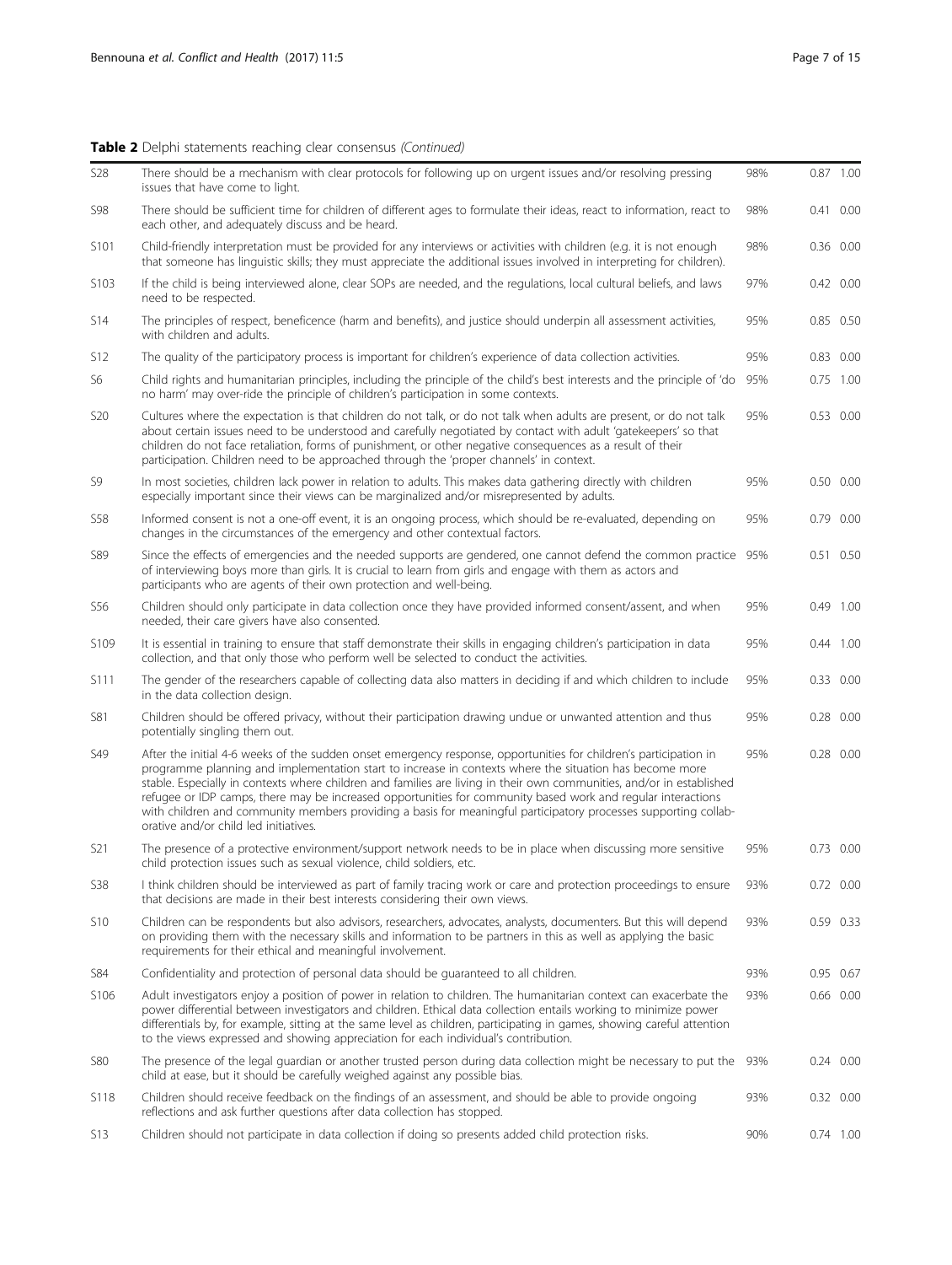**Table 2** Delphi statements reaching clear consensus *(Continued)*

| | | | | |
|---|---|---|---|---|
| S28 | There should be a mechanism with clear protocols for following up on urgent issues and/or resolving pressing issues that have come to light. | 98% | 0.87 | 1.00 |
| S98 | There should be sufficient time for children of different ages to formulate their ideas, react to information, react to each other, and adequately discuss and be heard. | 98% | 0.41 | 0.00 |
| S101 | Child-friendly interpretation must be provided for any interviews or activities with children (e.g. it is not enough that someone has linguistic skills; they must appreciate the additional issues involved in interpreting for children). | 98% | 0.36 | 0.00 |
| S103 | If the child is being interviewed alone, clear SOPs are needed, and the regulations, local cultural beliefs, and laws need to be respected. | 97% | 0.42 | 0.00 |
| S14 | The principles of respect, beneficence (harm and benefits), and justice should underpin all assessment activities, with children and adults. | 95% | 0.85 | 0.50 |
| S12 | The quality of the participatory process is important for children's experience of data collection activities. | 95% | 0.83 | 0.00 |
| S6 | Child rights and humanitarian principles, including the principle of the child's best interests and the principle of 'do no harm' may over-ride the principle of children's participation in some contexts. | 95% | 0.75 | 1.00 |
| S20 | Cultures where the expectation is that children do not talk, or do not talk when adults are present, or do not talk about certain issues need to be understood and carefully negotiated by contact with adult 'gatekeepers' so that children do not face retaliation, forms of punishment, or other negative consequences as a result of their participation. Children need to be approached through the 'proper channels' in context. | 95% | 0.53 | 0.00 |
| S9 | In most societies, children lack power in relation to adults. This makes data gathering directly with children especially important since their views can be marginalized and/or misrepresented by adults. | 95% | 0.50 | 0.00 |
| S58 | Informed consent is not a one-off event, it is an ongoing process, which should be re-evaluated, depending on changes in the circumstances of the emergency and other contextual factors. | 95% | 0.79 | 0.00 |
| S89 | Since the effects of emergencies and the needed supports are gendered, one cannot defend the common practice of interviewing boys more than girls. It is crucial to learn from girls and engage with them as actors and participants who are agents of their own protection and well-being. | 95% | 0.51 | 0.50 |
| S56 | Children should only participate in data collection once they have provided informed consent/assent, and when needed, their care givers have also consented. | 95% | 0.49 | 1.00 |
| S109 | It is essential in training to ensure that staff demonstrate their skills in engaging children's participation in data collection, and that only those who perform well be selected to conduct the activities. | 95% | 0.44 | 1.00 |
| S111 | The gender of the researchers capable of collecting data also matters in deciding if and which children to include in the data collection design. | 95% | 0.33 | 0.00 |
| S81 | Children should be offered privacy, without their participation drawing undue or unwanted attention and thus potentially singling them out. | 95% | 0.28 | 0.00 |
| S49 | After the initial 4-6 weeks of the sudden onset emergency response, opportunities for children's participation in programme planning and implementation start to increase in contexts where the situation has become more stable. Especially in contexts where children and families are living in their own communities, and/or in established refugee or IDP camps, there may be increased opportunities for community based work and regular interactions with children and community members providing a basis for meaningful participatory processes supporting collaborative and/or child led initiatives. | 95% | 0.28 | 0.00 |
| S21 | The presence of a protective environment/support network needs to be in place when discussing more sensitive child protection issues such as sexual violence, child soldiers, etc. | 95% | 0.73 | 0.00 |
| S38 | I think children should be interviewed as part of family tracing work or care and protection proceedings to ensure that decisions are made in their best interests considering their own views. | 93% | 0.72 | 0.00 |
| S10 | Children can be respondents but also advisors, researchers, advocates, analysts, documenters. But this will depend on providing them with the necessary skills and information to be partners in this as well as applying the basic requirements for their ethical and meaningful involvement. | 93% | 0.59 | 0.33 |
| S84 | Confidentiality and protection of personal data should be guaranteed to all children. | 93% | 0.95 | 0.67 |
| S106 | Adult investigators enjoy a position of power in relation to children. The humanitarian context can exacerbate the power differential between investigators and children. Ethical data collection entails working to minimize power differentials by, for example, sitting at the same level as children, participating in games, showing careful attention to the views expressed and showing appreciation for each individual's contribution. | 93% | 0.66 | 0.00 |
| S80 | The presence of the legal guardian or another trusted person during data collection might be necessary to put the child at ease, but it should be carefully weighed against any possible bias. | 93% | 0.24 | 0.00 |
| S118 | Children should receive feedback on the findings of an assessment, and should be able to provide ongoing reflections and ask further questions after data collection has stopped. | 93% | 0.32 | 0.00 |
| S13 | Children should not participate in data collection if doing so presents added child protection risks. | 90% | 0.74 | 1.00 |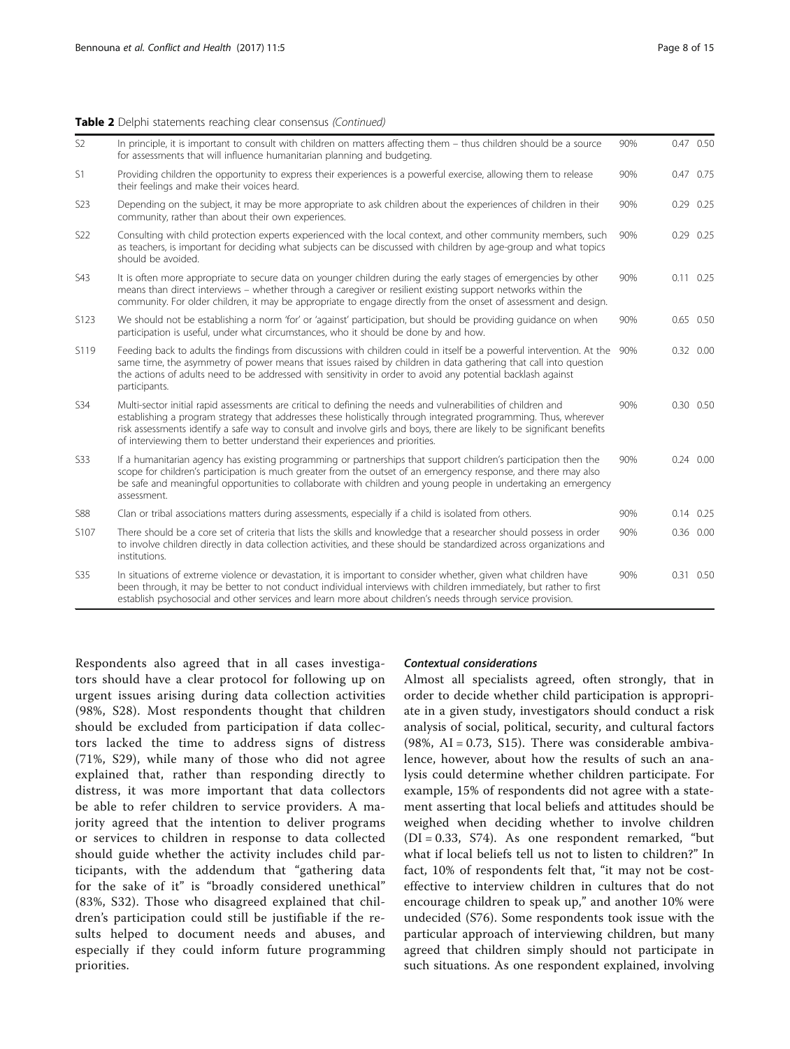**Table 2** Delphi statements reaching clear consensus *(Continued)*

| | | | | |
|---|---|---|---|---|
| S2 | In principle, it is important to consult with children on matters affecting them – thus children should be a source for assessments that will influence humanitarian planning and budgeting. | 90% | 0.47 | 0.50 |
| S1 | Providing children the opportunity to express their experiences is a powerful exercise, allowing them to release their feelings and make their voices heard. | 90% | 0.47 | 0.75 |
| S23 | Depending on the subject, it may be more appropriate to ask children about the experiences of children in their community, rather than about their own experiences. | 90% | 0.29 | 0.25 |
| S22 | Consulting with child protection experts experienced with the local context, and other community members, such as teachers, is important for deciding what subjects can be discussed with children by age-group and what topics should be avoided. | 90% | 0.29 | 0.25 |
| S43 | It is often more appropriate to secure data on younger children during the early stages of emergencies by other means than direct interviews – whether through a caregiver or resilient existing support networks within the community. For older children, it may be appropriate to engage directly from the onset of assessment and design. | 90% | 0.11 | 0.25 |
| S123 | We should not be establishing a norm 'for' or 'against' participation, but should be providing guidance on when participation is useful, under what circumstances, who it should be done by and how. | 90% | 0.65 | 0.50 |
| S119 | Feeding back to adults the findings from discussions with children could in itself be a powerful intervention. At the same time, the asymmetry of power means that issues raised by children in data gathering that call into question the actions of adults need to be addressed with sensitivity in order to avoid any potential backlash against participants. | 90% | 0.32 | 0.00 |
| S34 | Multi-sector initial rapid assessments are critical to defining the needs and vulnerabilities of children and establishing a program strategy that addresses these holistically through integrated programming. Thus, wherever risk assessments identify a safe way to consult and involve girls and boys, there are likely to be significant benefits of interviewing them to better understand their experiences and priorities. | 90% | 0.30 | 0.50 |
| S33 | If a humanitarian agency has existing programming or partnerships that support children's participation then the scope for children's participation is much greater from the outset of an emergency response, and there may also be safe and meaningful opportunities to collaborate with children and young people in undertaking an emergency assessment. | 90% | 0.24 | 0.00 |
| S88 | Clan or tribal associations matters during assessments, especially if a child is isolated from others. | 90% | 0.14 | 0.25 |
| S107 | There should be a core set of criteria that lists the skills and knowledge that a researcher should possess in order to involve children directly in data collection activities, and these should be standardized across organizations and institutions. | 90% | 0.36 | 0.00 |
| S35 | In situations of extreme violence or devastation, it is important to consider whether, given what children have been through, it may be better to not conduct individual interviews with children immediately, but rather to first establish psychosocial and other services and learn more about children's needs through service provision. | 90% | 0.31 | 0.50 |

Respondents also agreed that in all cases investigators should have a clear protocol for following up on urgent issues arising during data collection activities (98%, S28). Most respondents thought that children should be excluded from participation if data collectors lacked the time to address signs of distress (71%, S29), while many of those who did not agree explained that, rather than responding directly to distress, it was more important that data collectors be able to refer children to service providers. A majority agreed that the intention to deliver programs or services to children in response to data collected should guide whether the activity includes child participants, with the addendum that "gathering data for the sake of it" is "broadly considered unethical" (83%, S32). Those who disagreed explained that children's participation could still be justifiable if the results helped to document needs and abuses, and especially if they could inform future programming priorities.

#### *Contextual considerations*

Almost all specialists agreed, often strongly, that in order to decide whether child participation is appropriate in a given study, investigators should conduct a risk analysis of social, political, security, and cultural factors (98%, AI = 0.73, S15). There was considerable ambivalence, however, about how the results of such an analysis could determine whether children participate. For example, 15% of respondents did not agree with a statement asserting that local beliefs and attitudes should be weighed when deciding whether to involve children (DI = 0.33, S74). As one respondent remarked, "but what if local beliefs tell us not to listen to children?" In fact, 10% of respondents felt that, "it may not be cost-effective to interview children in cultures that do not encourage children to speak up," and another 10% were undecided (S76). Some respondents took issue with the particular approach of interviewing children, but many agreed that children simply should not participate in such situations. As one respondent explained, involving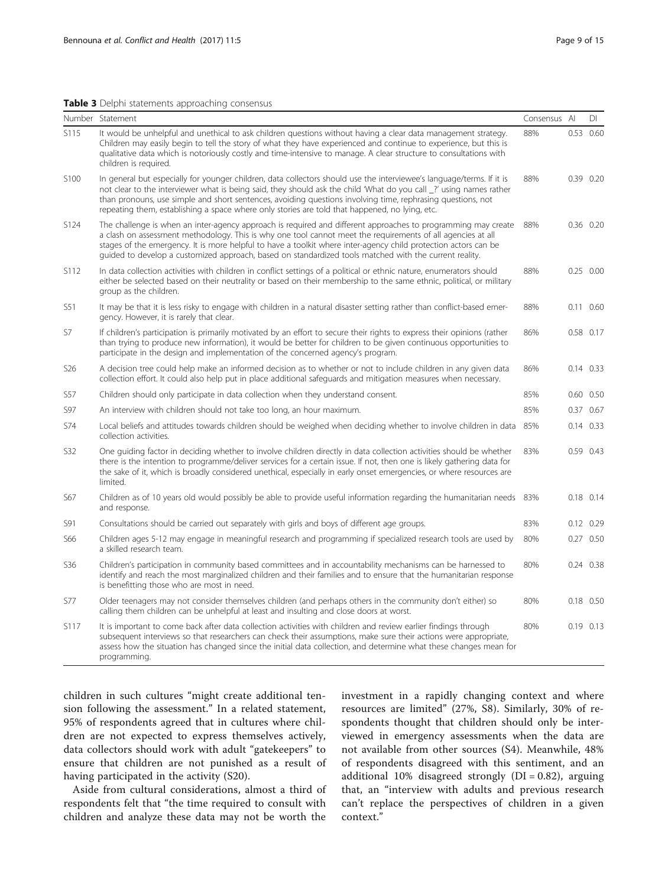**Table 3** Delphi statements approaching consensus

| Number | Statement | Consensus | AI | DI |
|---|---|---|---|---|
| S115 | It would be unhelpful and unethical to ask children questions without having a clear data management strategy. Children may easily begin to tell the story of what they have experienced and continue to experience, but this is qualitative data which is notoriously costly and time-intensive to manage. A clear structure to consultations with children is required. | 88% | 0.53 | 0.60 |
| S100 | In general but especially for younger children, data collectors should use the interviewee's language/terms. If it is not clear to the interviewer what is being said, they should ask the child 'What do you call _?' using names rather than pronouns, use simple and short sentences, avoiding questions involving time, rephrasing questions, not repeating them, establishing a space where only stories are told that happened, no lying, etc. | 88% | 0.39 | 0.20 |
| S124 | The challenge is when an inter-agency approach is required and different approaches to programming may create a clash on assessment methodology. This is why one tool cannot meet the requirements of all agencies at all stages of the emergency. It is more helpful to have a toolkit where inter-agency child protection actors can be guided to develop a customized approach, based on standardized tools matched with the current reality. | 88% | 0.36 | 0.20 |
| S112 | In data collection activities with children in conflict settings of a political or ethnic nature, enumerators should either be selected based on their neutrality or based on their membership to the same ethnic, political, or military group as the children. | 88% | 0.25 | 0.00 |
| S51 | It may be that it is less risky to engage with children in a natural disaster setting rather than conflict-based emergency. However, it is rarely that clear. | 88% | 0.11 | 0.60 |
| S7 | If children's participation is primarily motivated by an effort to secure their rights to express their opinions (rather than trying to produce new information), it would be better for children to be given continuous opportunities to participate in the design and implementation of the concerned agency's program. | 86% | 0.58 | 0.17 |
| S26 | A decision tree could help make an informed decision as to whether or not to include children in any given data collection effort. It could also help put in place additional safeguards and mitigation measures when necessary. | 86% | 0.14 | 0.33 |
| S57 | Children should only participate in data collection when they understand consent. | 85% | 0.60 | 0.50 |
| S97 | An interview with children should not take too long, an hour maximum. | 85% | 0.37 | 0.67 |
| S74 | Local beliefs and attitudes towards children should be weighed when deciding whether to involve children in data collection activities. | 85% | 0.14 | 0.33 |
| S32 | One guiding factor in deciding whether to involve children directly in data collection activities should be whether there is the intention to programme/deliver services for a certain issue. If not, then one is likely gathering data for the sake of it, which is broadly considered unethical, especially in early onset emergencies, or where resources are limited. | 83% | 0.59 | 0.43 |
| S67 | Children as of 10 years old would possibly be able to provide useful information regarding the humanitarian needs and response. | 83% | 0.18 | 0.14 |
| S91 | Consultations should be carried out separately with girls and boys of different age groups. | 83% | 0.12 | 0.29 |
| S66 | Children ages 5-12 may engage in meaningful research and programming if specialized research tools are used by a skilled research team. | 80% | 0.27 | 0.50 |
| S36 | Children's participation in community based committees and in accountability mechanisms can be harnessed to identify and reach the most marginalized children and their families and to ensure that the humanitarian response is benefitting those who are most in need. | 80% | 0.24 | 0.38 |
| S77 | Older teenagers may not consider themselves children (and perhaps others in the community don't either) so calling them children can be unhelpful at least and insulting and close doors at worst. | 80% | 0.18 | 0.50 |
| S117 | It is important to come back after data collection activities with children and review earlier findings through subsequent interviews so that researchers can check their assumptions, make sure their actions were appropriate, assess how the situation has changed since the initial data collection, and determine what these changes mean for programming. | 80% | 0.19 | 0.13 |

children in such cultures "might create additional tension following the assessment." In a related statement, 95% of respondents agreed that in cultures where children are not expected to express themselves actively, data collectors should work with adult "gatekeepers" to ensure that children are not punished as a result of having participated in the activity (S20).

Aside from cultural considerations, almost a third of respondents felt that "the time required to consult with children and analyze these data may not be worth the investment in a rapidly changing context and where resources are limited" (27%, S8). Similarly, 30% of respondents thought that children should only be interviewed in emergency assessments when the data are not available from other sources (S4). Meanwhile, 48% of respondents disagreed with this sentiment, and an additional 10% disagreed strongly (DI = 0.82), arguing that, an "interview with adults and previous research can't replace the perspectives of children in a given context."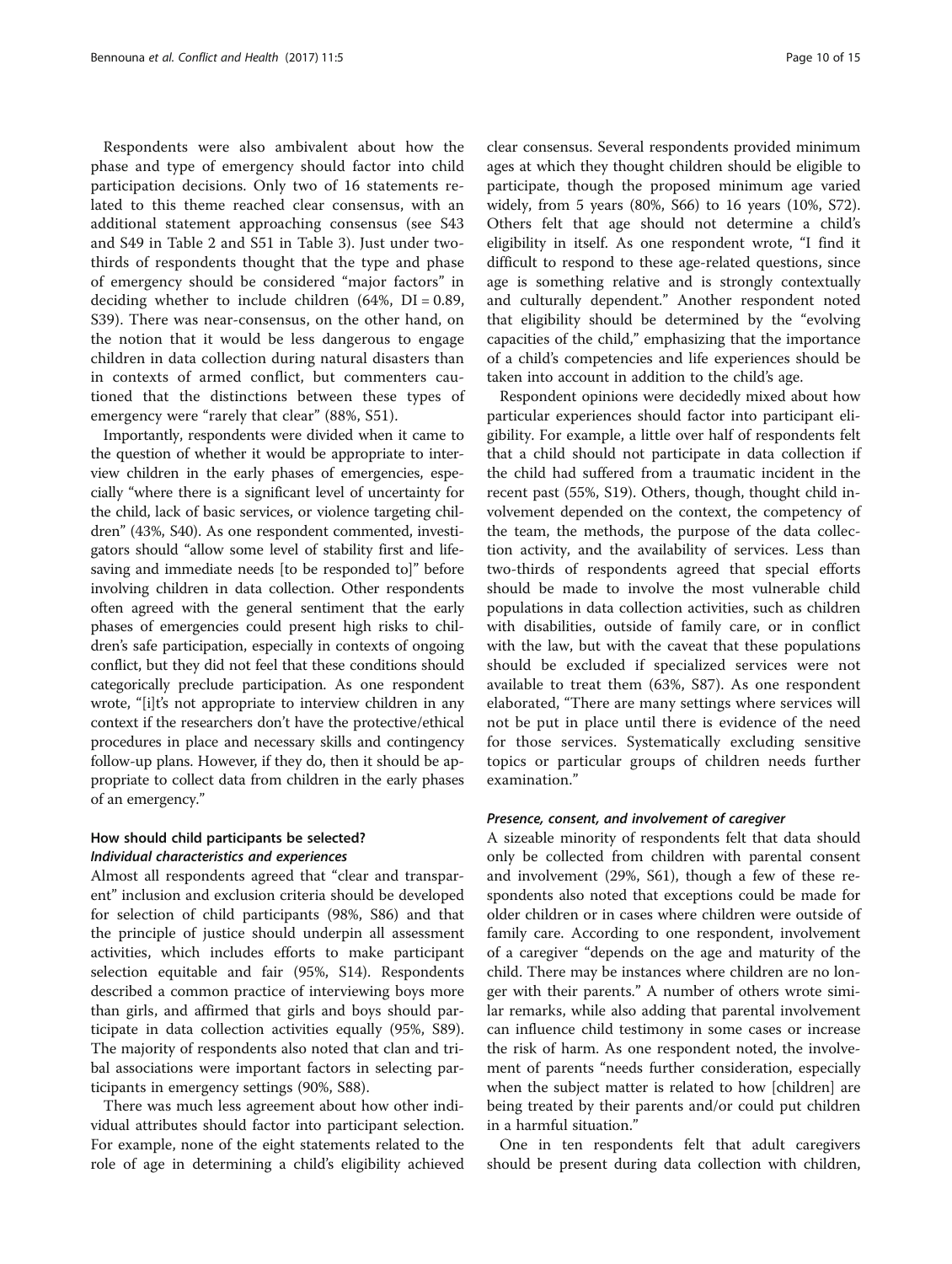Respondents were also ambivalent about how the phase and type of emergency should factor into child participation decisions. Only two of 16 statements related to this theme reached clear consensus, with an additional statement approaching consensus (see S43 and S49 in Table 2 and S51 in Table 3). Just under two-thirds of respondents thought that the type and phase of emergency should be considered "major factors" in deciding whether to include children (64%, DI = 0.89, S39). There was near-consensus, on the other hand, on the notion that it would be less dangerous to engage children in data collection during natural disasters than in contexts of armed conflict, but commenters cautioned that the distinctions between these types of emergency were "rarely that clear" (88%, S51).

Importantly, respondents were divided when it came to the question of whether it would be appropriate to interview children in the early phases of emergencies, especially "where there is a significant level of uncertainty for the child, lack of basic services, or violence targeting children" (43%, S40). As one respondent commented, investigators should "allow some level of stability first and life-saving and immediate needs [to be responded to]" before involving children in data collection. Other respondents often agreed with the general sentiment that the early phases of emergencies could present high risks to children's safe participation, especially in contexts of ongoing conflict, but they did not feel that these conditions should categorically preclude participation. As one respondent wrote, "[i]t's not appropriate to interview children in any context if the researchers don't have the protective/ethical procedures in place and necessary skills and contingency follow-up plans. However, if they do, then it should be appropriate to collect data from children in the early phases of an emergency."

## How should child participants be selected?

### *Individual characteristics and experiences*

Almost all respondents agreed that "clear and transparent" inclusion and exclusion criteria should be developed for selection of child participants (98%, S86) and that the principle of justice should underpin all assessment activities, which includes efforts to make participant selection equitable and fair (95%, S14). Respondents described a common practice of interviewing boys more than girls, and affirmed that girls and boys should participate in data collection activities equally (95%, S89). The majority of respondents also noted that clan and tribal associations were important factors in selecting participants in emergency settings (90%, S88).

There was much less agreement about how other individual attributes should factor into participant selection. For example, none of the eight statements related to the role of age in determining a child's eligibility achieved clear consensus. Several respondents provided minimum ages at which they thought children should be eligible to participate, though the proposed minimum age varied widely, from 5 years (80%, S66) to 16 years (10%, S72). Others felt that age should not determine a child's eligibility in itself. As one respondent wrote, "I find it difficult to respond to these age-related questions, since age is something relative and is strongly contextually and culturally dependent." Another respondent noted that eligibility should be determined by the "evolving capacities of the child," emphasizing that the importance of a child's competencies and life experiences should be taken into account in addition to the child's age.

Respondent opinions were decidedly mixed about how particular experiences should factor into participant eligibility. For example, a little over half of respondents felt that a child should not participate in data collection if the child had suffered from a traumatic incident in the recent past (55%, S19). Others, though, thought child involvement depended on the context, the competency of the team, the methods, the purpose of the data collection activity, and the availability of services. Less than two-thirds of respondents agreed that special efforts should be made to involve the most vulnerable child populations in data collection activities, such as children with disabilities, outside of family care, or in conflict with the law, but with the caveat that these populations should be excluded if specialized services were not available to treat them (63%, S87). As one respondent elaborated, "There are many settings where services will not be put in place until there is evidence of the need for those services. Systematically excluding sensitive topics or particular groups of children needs further examination."

### *Presence, consent, and involvement of caregiver*

A sizeable minority of respondents felt that data should only be collected from children with parental consent and involvement (29%, S61), though a few of these respondents also noted that exceptions could be made for older children or in cases where children were outside of family care. According to one respondent, involvement of a caregiver "depends on the age and maturity of the child. There may be instances where children are no longer with their parents." A number of others wrote similar remarks, while also adding that parental involvement can influence child testimony in some cases or increase the risk of harm. As one respondent noted, the involvement of parents "needs further consideration, especially when the subject matter is related to how [children] are being treated by their parents and/or could put children in a harmful situation."

One in ten respondents felt that adult caregivers should be present during data collection with children,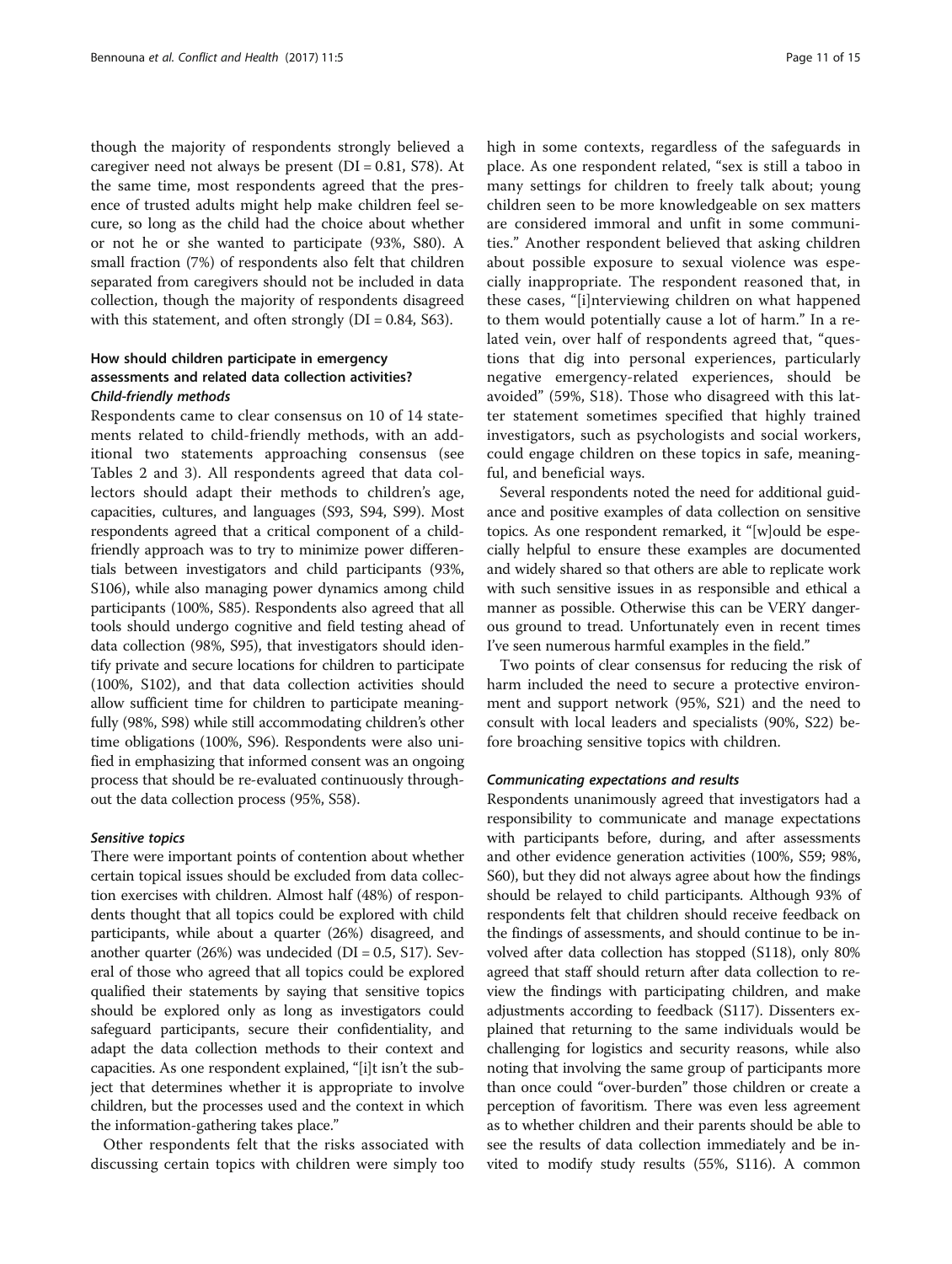though the majority of respondents strongly believed a caregiver need not always be present (DI = 0.81, S78). At the same time, most respondents agreed that the presence of trusted adults might help make children feel secure, so long as the child had the choice about whether or not he or she wanted to participate (93%, S80). A small fraction (7%) of respondents also felt that children separated from caregivers should not be included in data collection, though the majority of respondents disagreed with this statement, and often strongly (DI = 0.84, S63).

## How should children participate in emergency assessments and related data collection activities?

### *Child-friendly methods*

Respondents came to clear consensus on 10 of 14 statements related to child-friendly methods, with an additional two statements approaching consensus (see Tables 2 and 3). All respondents agreed that data collectors should adapt their methods to children's age, capacities, cultures, and languages (S93, S94, S99). Most respondents agreed that a critical component of a child-friendly approach was to try to minimize power differentials between investigators and child participants (93%, S106), while also managing power dynamics among child participants (100%, S85). Respondents also agreed that all tools should undergo cognitive and field testing ahead of data collection (98%, S95), that investigators should identify private and secure locations for children to participate (100%, S102), and that data collection activities should allow sufficient time for children to participate meaningfully (98%, S98) while still accommodating children's other time obligations (100%, S96). Respondents were also unified in emphasizing that informed consent was an ongoing process that should be re-evaluated continuously throughout the data collection process (95%, S58).

### *Sensitive topics*

There were important points of contention about whether certain topical issues should be excluded from data collection exercises with children. Almost half (48%) of respondents thought that all topics could be explored with child participants, while about a quarter (26%) disagreed, and another quarter (26%) was undecided (DI = 0.5, S17). Several of those who agreed that all topics could be explored qualified their statements by saying that sensitive topics should be explored only as long as investigators could safeguard participants, secure their confidentiality, and adapt the data collection methods to their context and capacities. As one respondent explained, "[i]t isn't the subject that determines whether it is appropriate to involve children, but the processes used and the context in which the information-gathering takes place."

Other respondents felt that the risks associated with discussing certain topics with children were simply too high in some contexts, regardless of the safeguards in place. As one respondent related, "sex is still a taboo in many settings for children to freely talk about; young children seen to be more knowledgeable on sex matters are considered immoral and unfit in some communities." Another respondent believed that asking children about possible exposure to sexual violence was especially inappropriate. The respondent reasoned that, in these cases, "[i]nterviewing children on what happened to them would potentially cause a lot of harm." In a related vein, over half of respondents agreed that, "questions that dig into personal experiences, particularly negative emergency-related experiences, should be avoided" (59%, S18). Those who disagreed with this latter statement sometimes specified that highly trained investigators, such as psychologists and social workers, could engage children on these topics in safe, meaningful, and beneficial ways.

Several respondents noted the need for additional guidance and positive examples of data collection on sensitive topics. As one respondent remarked, it "[w]ould be especially helpful to ensure these examples are documented and widely shared so that others are able to replicate work with such sensitive issues in as responsible and ethical a manner as possible. Otherwise this can be VERY dangerous ground to tread. Unfortunately even in recent times I've seen numerous harmful examples in the field."

Two points of clear consensus for reducing the risk of harm included the need to secure a protective environment and support network (95%, S21) and the need to consult with local leaders and specialists (90%, S22) before broaching sensitive topics with children.

### *Communicating expectations and results*

Respondents unanimously agreed that investigators had a responsibility to communicate and manage expectations with participants before, during, and after assessments and other evidence generation activities (100%, S59; 98%, S60), but they did not always agree about how the findings should be relayed to child participants. Although 93% of respondents felt that children should receive feedback on the findings of assessments, and should continue to be involved after data collection has stopped (S118), only 80% agreed that staff should return after data collection to review the findings with participating children, and make adjustments according to feedback (S117). Dissenters explained that returning to the same individuals would be challenging for logistics and security reasons, while also noting that involving the same group of participants more than once could "over-burden" those children or create a perception of favoritism. There was even less agreement as to whether children and their parents should be able to see the results of data collection immediately and be invited to modify study results (55%, S116). A common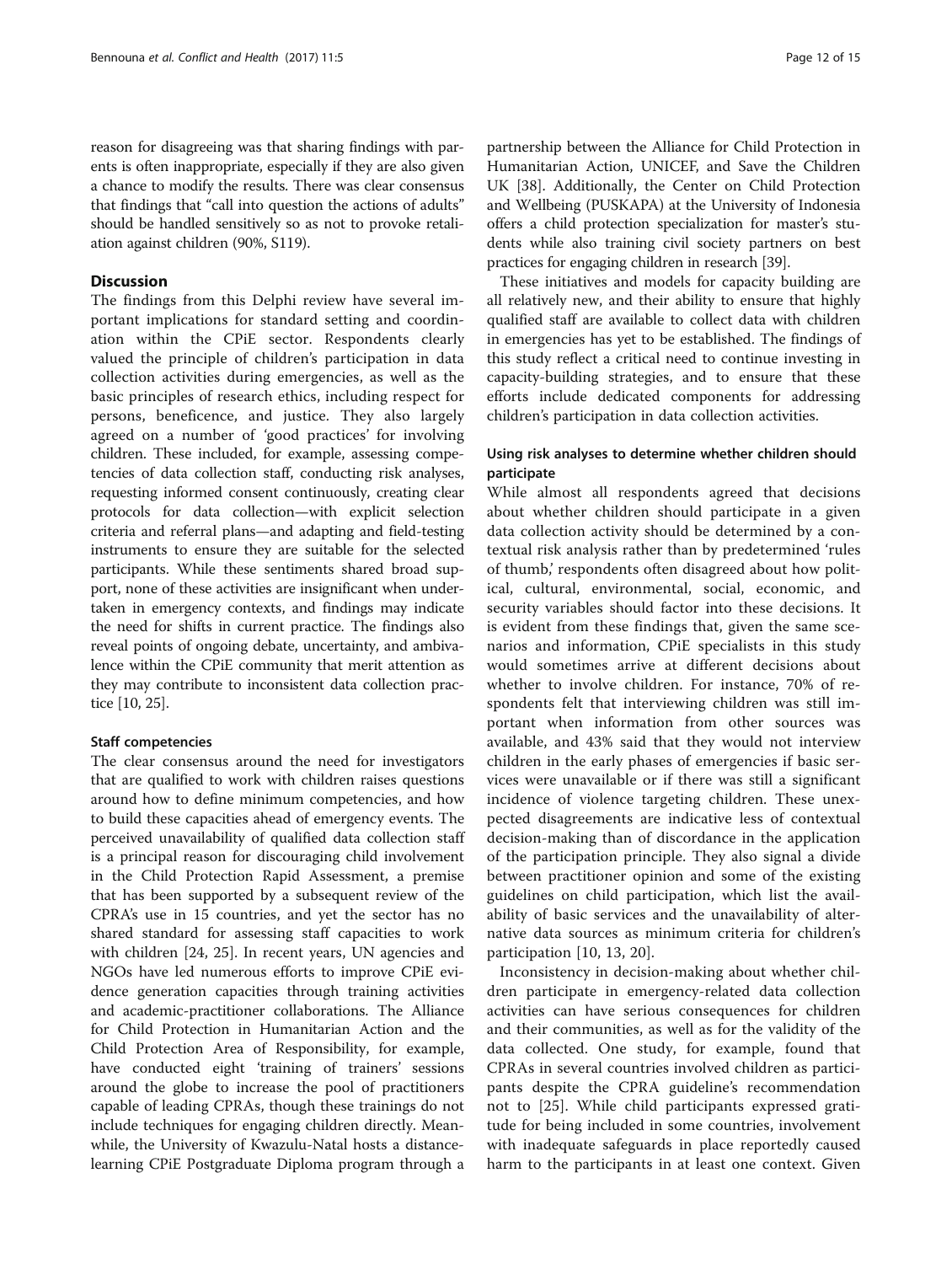reason for disagreeing was that sharing findings with parents is often inappropriate, especially if they are also given a chance to modify the results. There was clear consensus that findings that "call into question the actions of adults" should be handled sensitively so as not to provoke retaliation against children (90%, S119).

## Discussion

The findings from this Delphi review have several important implications for standard setting and coordination within the CPiE sector. Respondents clearly valued the principle of children's participation in data collection activities during emergencies, as well as the basic principles of research ethics, including respect for persons, beneficence, and justice. They also largely agreed on a number of 'good practices' for involving children. These included, for example, assessing competencies of data collection staff, conducting risk analyses, requesting informed consent continuously, creating clear protocols for data collection—with explicit selection criteria and referral plans—and adapting and field-testing instruments to ensure they are suitable for the selected participants. While these sentiments shared broad support, none of these activities are insignificant when undertaken in emergency contexts, and findings may indicate the need for shifts in current practice. The findings also reveal points of ongoing debate, uncertainty, and ambivalence within the CPiE community that merit attention as they may contribute to inconsistent data collection practice [10, 25].

### Staff competencies

The clear consensus around the need for investigators that are qualified to work with children raises questions around how to define minimum competencies, and how to build these capacities ahead of emergency events. The perceived unavailability of qualified data collection staff is a principal reason for discouraging child involvement in the Child Protection Rapid Assessment, a premise that has been supported by a subsequent review of the CPRA's use in 15 countries, and yet the sector has no shared standard for assessing staff capacities to work with children [24, 25]. In recent years, UN agencies and NGOs have led numerous efforts to improve CPiE evidence generation capacities through training activities and academic-practitioner collaborations. The Alliance for Child Protection in Humanitarian Action and the Child Protection Area of Responsibility, for example, have conducted eight 'training of trainers' sessions around the globe to increase the pool of practitioners capable of leading CPRAs, though these trainings do not include techniques for engaging children directly. Meanwhile, the University of Kwazulu-Natal hosts a distance-learning CPiE Postgraduate Diploma program through a partnership between the Alliance for Child Protection in Humanitarian Action, UNICEF, and Save the Children UK [38]. Additionally, the Center on Child Protection and Wellbeing (PUSKAPA) at the University of Indonesia offers a child protection specialization for master's students while also training civil society partners on best practices for engaging children in research [39].

These initiatives and models for capacity building are all relatively new, and their ability to ensure that highly qualified staff are available to collect data with children in emergencies has yet to be established. The findings of this study reflect a critical need to continue investing in capacity-building strategies, and to ensure that these efforts include dedicated components for addressing children's participation in data collection activities.

### Using risk analyses to determine whether children should participate

While almost all respondents agreed that decisions about whether children should participate in a given data collection activity should be determined by a contextual risk analysis rather than by predetermined 'rules of thumb,' respondents often disagreed about how political, cultural, environmental, social, economic, and security variables should factor into these decisions. It is evident from these findings that, given the same scenarios and information, CPiE specialists in this study would sometimes arrive at different decisions about whether to involve children. For instance, 70% of respondents felt that interviewing children was still important when information from other sources was available, and 43% said that they would not interview children in the early phases of emergencies if basic services were unavailable or if there was still a significant incidence of violence targeting children. These unexpected disagreements are indicative less of contextual decision-making than of discordance in the application of the participation principle. They also signal a divide between practitioner opinion and some of the existing guidelines on child participation, which list the availability of basic services and the unavailability of alternative data sources as minimum criteria for children's participation [10, 13, 20].

Inconsistency in decision-making about whether children participate in emergency-related data collection activities can have serious consequences for children and their communities, as well as for the validity of the data collected. One study, for example, found that CPRAs in several countries involved children as participants despite the CPRA guideline's recommendation not to [25]. While child participants expressed gratitude for being included in some countries, involvement with inadequate safeguards in place reportedly caused harm to the participants in at least one context. Given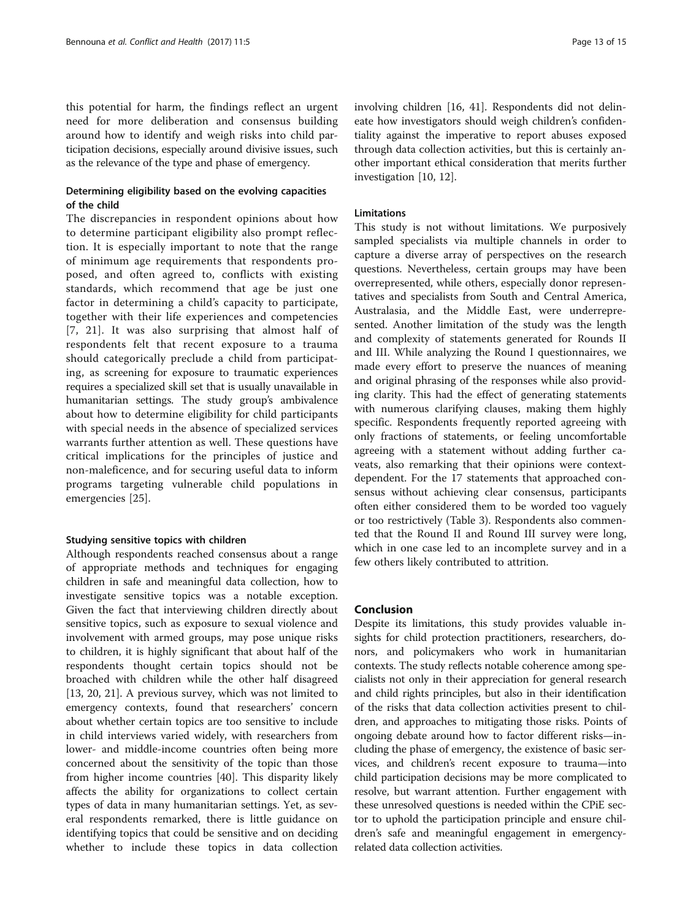this potential for harm, the findings reflect an urgent need for more deliberation and consensus building around how to identify and weigh risks into child participation decisions, especially around divisive issues, such as the relevance of the type and phase of emergency.

### Determining eligibility based on the evolving capacities of the child

The discrepancies in respondent opinions about how to determine participant eligibility also prompt reflection. It is especially important to note that the range of minimum age requirements that respondents proposed, and often agreed to, conflicts with existing standards, which recommend that age be just one factor in determining a child's capacity to participate, together with their life experiences and competencies [7, 21]. It was also surprising that almost half of respondents felt that recent exposure to a trauma should categorically preclude a child from participating, as screening for exposure to traumatic experiences requires a specialized skill set that is usually unavailable in humanitarian settings. The study group's ambivalence about how to determine eligibility for child participants with special needs in the absence of specialized services warrants further attention as well. These questions have critical implications for the principles of justice and non-maleficence, and for securing useful data to inform programs targeting vulnerable child populations in emergencies [25].

### Studying sensitive topics with children

Although respondents reached consensus about a range of appropriate methods and techniques for engaging children in safe and meaningful data collection, how to investigate sensitive topics was a notable exception. Given the fact that interviewing children directly about sensitive topics, such as exposure to sexual violence and involvement with armed groups, may pose unique risks to children, it is highly significant that about half of the respondents thought certain topics should not be broached with children while the other half disagreed [13, 20, 21]. A previous survey, which was not limited to emergency contexts, found that researchers' concern about whether certain topics are too sensitive to include in child interviews varied widely, with researchers from lower- and middle-income countries often being more concerned about the sensitivity of the topic than those from higher income countries [40]. This disparity likely affects the ability for organizations to collect certain types of data in many humanitarian settings. Yet, as several respondents remarked, there is little guidance on identifying topics that could be sensitive and on deciding whether to include these topics in data collection involving children [16, 41]. Respondents did not delineate how investigators should weigh children's confidentiality against the imperative to report abuses exposed through data collection activities, but this is certainly another important ethical consideration that merits further investigation [10, 12].

### Limitations

This study is not without limitations. We purposively sampled specialists via multiple channels in order to capture a diverse array of perspectives on the research questions. Nevertheless, certain groups may have been overrepresented, while others, especially donor representatives and specialists from South and Central America, Australasia, and the Middle East, were underrepresented. Another limitation of the study was the length and complexity of statements generated for Rounds II and III. While analyzing the Round I questionnaires, we made every effort to preserve the nuances of meaning and original phrasing of the responses while also providing clarity. This had the effect of generating statements with numerous clarifying clauses, making them highly specific. Respondents frequently reported agreeing with only fractions of statements, or feeling uncomfortable agreeing with a statement without adding further caveats, also remarking that their opinions were context-dependent. For the 17 statements that approached consensus without achieving clear consensus, participants often either considered them to be worded too vaguely or too restrictively (Table 3). Respondents also commented that the Round II and Round III survey were long, which in one case led to an incomplete survey and in a few others likely contributed to attrition.

## Conclusion

Despite its limitations, this study provides valuable insights for child protection practitioners, researchers, donors, and policymakers who work in humanitarian contexts. The study reflects notable coherence among specialists not only in their appreciation for general research and child rights principles, but also in their identification of the risks that data collection activities present to children, and approaches to mitigating those risks. Points of ongoing debate around how to factor different risks—including the phase of emergency, the existence of basic services, and children's recent exposure to trauma—into child participation decisions may be more complicated to resolve, but warrant attention. Further engagement with these unresolved questions is needed within the CPiE sector to uphold the participation principle and ensure children's safe and meaningful engagement in emergency-related data collection activities.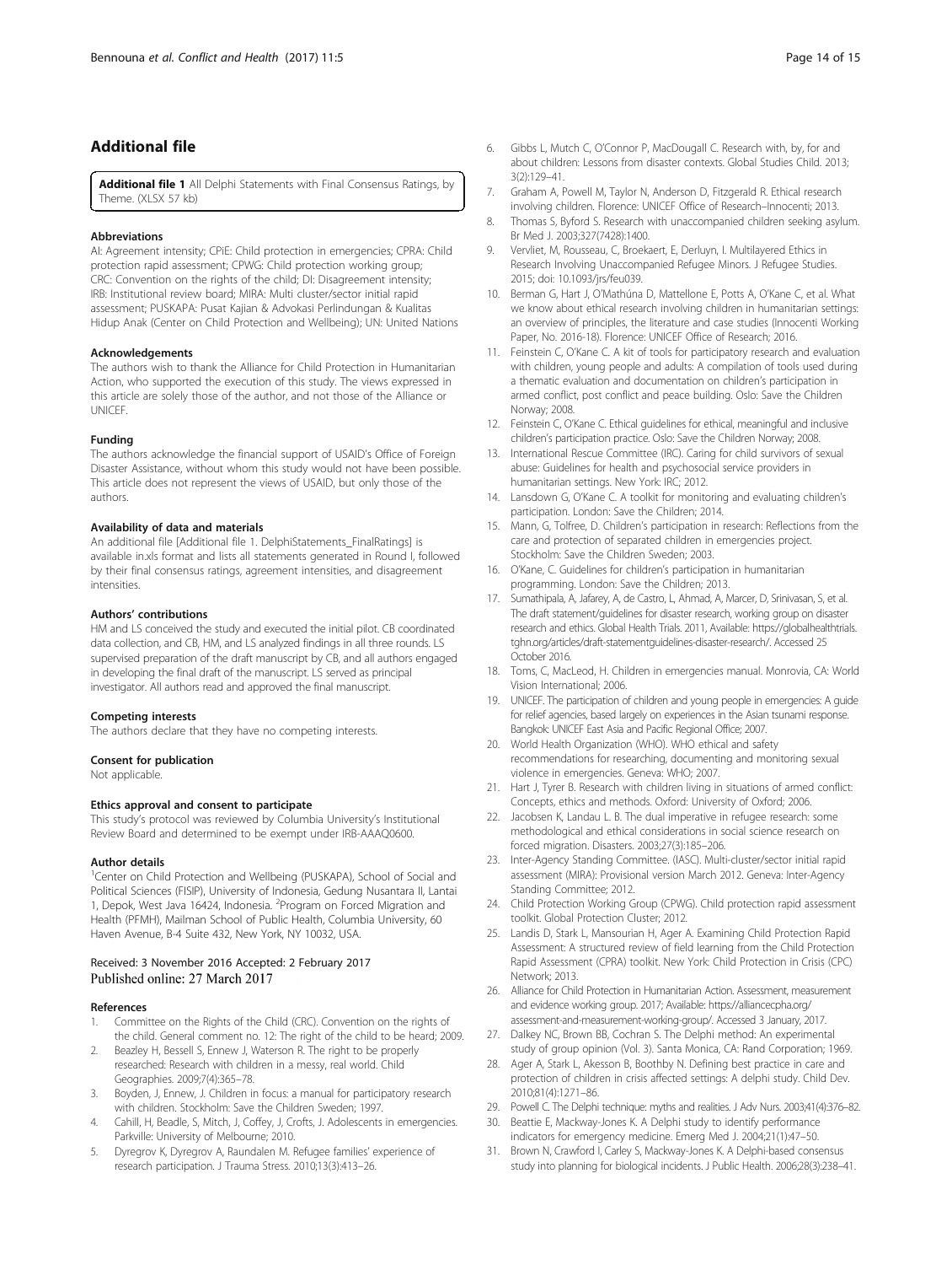## Additional file

**Additional file 1** All Delphi Statements with Final Consensus Ratings, by Theme. (XLSX 57 kb)

#### Abbreviations

AI: Agreement intensity; CPiE: Child protection in emergencies; CPRA: Child protection rapid assessment; CPWG: Child protection working group; CRC: Convention on the rights of the child; DI: Disagreement intensity; IRB: Institutional review board; MIRA: Multi cluster/sector initial rapid assessment; PUSKAPA: Pusat Kajian & Advokasi Perlindungan & Kualitas Hidup Anak (Center on Child Protection and Wellbeing); UN: United Nations

#### Acknowledgements

The authors wish to thank the Alliance for Child Protection in Humanitarian Action, who supported the execution of this study. The views expressed in this article are solely those of the author, and not those of the Alliance or UNICEF.

#### Funding

The authors acknowledge the financial support of USAID's Office of Foreign Disaster Assistance, without whom this study would not have been possible. This article does not represent the views of USAID, but only those of the authors.

#### Availability of data and materials

An additional file [Additional file 1. DelphiStatements_FinalRatings] is available in.xls format and lists all statements generated in Round I, followed by their final consensus ratings, agreement intensities, and disagreement intensities.

#### Authors' contributions

HM and LS conceived the study and executed the initial pilot. CB coordinated data collection, and CB, HM, and LS analyzed findings in all three rounds. LS supervised preparation of the draft manuscript by CB, and all authors engaged in developing the final draft of the manuscript. LS served as principal investigator. All authors read and approved the final manuscript.

#### Competing interests

The authors declare that they have no competing interests.

#### Consent for publication

Not applicable.

#### Ethics approval and consent to participate

This study's protocol was reviewed by Columbia University's Institutional Review Board and determined to be exempt under IRB-AAAQ0600.

#### Author details

[1]Center on Child Protection and Wellbeing (PUSKAPA), School of Social and Political Sciences (FISIP), University of Indonesia, Gedung Nusantara II, Lantai 1, Depok, West Java 16424, Indonesia. [2]Program on Forced Migration and Health (PFMH), Mailman School of Public Health, Columbia University, 60 Haven Avenue, B-4 Suite 432, New York, NY 10032, USA.

Received: 3 November 2016 Accepted: 2 February 2017
Published online: 27 March 2017

#### References

1. Committee on the Rights of the Child (CRC). Convention on the rights of the child. General comment no. 12: The right of the child to be heard; 2009.
2. Beazley H, Bessell S, Ennew J, Waterson R. The right to be properly researched: Research with children in a messy, real world. Child Geographies. 2009;7(4):365–78.
3. Boyden, J, Ennew, J. Children in focus: a manual for participatory research with children. Stockholm: Save the Children Sweden; 1997.
4. Cahill, H, Beadle, S, Mitch, J, Coffey, J, Crofts, J. Adolescents in emergencies. Parkville: University of Melbourne; 2010.
5. Dyregrov K, Dyregrov A, Raundalen M. Refugee families' experience of research participation. J Trauma Stress. 2010;13(3):413–26.
6. Gibbs L, Mutch C, O'Connor P, MacDougall C. Research with, by, for and about children: Lessons from disaster contexts. Global Studies Child. 2013; 3(2):129–41.
7. Graham A, Powell M, Taylor N, Anderson D, Fitzgerald R. Ethical research involving children. Florence: UNICEF Office of Research–Innocenti; 2013.
8. Thomas S, Byford S. Research with unaccompanied children seeking asylum. Br Med J. 2003;327(7428):1400.
9. Vervliet, M, Rousseau, C, Broekaert, E, Derluyn, I. Multilayered Ethics in Research Involving Unaccompanied Refugee Minors. J Refugee Studies. 2015; doi: 10.1093/jrs/feu039.
10. Berman G, Hart J, O'Mathúna D, Mattellone E, Potts A, O'Kane C, et al. What we know about ethical research involving children in humanitarian settings: an overview of principles, the literature and case studies (Innocenti Working Paper, No. 2016-18). Florence: UNICEF Office of Research; 2016.
11. Feinstein C, O'Kane C. A kit of tools for participatory research and evaluation with children, young people and adults: A compilation of tools used during a thematic evaluation and documentation on children's participation in armed conflict, post conflict and peace building. Oslo: Save the Children Norway; 2008.
12. Feinstein C, O'Kane C. Ethical guidelines for ethical, meaningful and inclusive children's participation practice. Oslo: Save the Children Norway; 2008.
13. International Rescue Committee (IRC). Caring for child survivors of sexual abuse: Guidelines for health and psychosocial service providers in humanitarian settings. New York: IRC; 2012.
14. Lansdown G, O'Kane C. A toolkit for monitoring and evaluating children's participation. London: Save the Children; 2014.
15. Mann, G, Tolfree, D. Children's participation in research: Reflections from the care and protection of separated children in emergencies project. Stockholm: Save the Children Sweden; 2003.
16. O'Kane, C. Guidelines for children's participation in humanitarian programming. London: Save the Children; 2013.
17. Sumathipala, A, Jafarey, A, de Castro, L, Ahmad, A, Marcer, D, Srinivasan, S, et al. The draft statement/guidelines for disaster research, working group on disaster research and ethics. Global Health Trials. 2011, Available: https://globalhealthtrials.tghn.org/articles/draft-statementguidelines-disaster-research/. Accessed 25 October 2016.
18. Toms, C, MacLeod, H. Children in emergencies manual. Monrovia, CA: World Vision International; 2006.
19. UNICEF. The participation of children and young people in emergencies: A guide for relief agencies, based largely on experiences in the Asian tsunami response. Bangkok: UNICEF East Asia and Pacific Regional Office; 2007.
20. World Health Organization (WHO). WHO ethical and safety recommendations for researching, documenting and monitoring sexual violence in emergencies. Geneva: WHO; 2007.
21. Hart J, Tyrer B. Research with children living in situations of armed conflict: Concepts, ethics and methods. Oxford: University of Oxford; 2006.
22. Jacobsen K, Landau L. B. The dual imperative in refugee research: some methodological and ethical considerations in social science research on forced migration. Disasters. 2003;27(3):185–206.
23. Inter-Agency Standing Committee. (IASC). Multi-cluster/sector initial rapid assessment (MIRA): Provisional version March 2012. Geneva: Inter-Agency Standing Committee; 2012.
24. Child Protection Working Group (CPWG). Child protection rapid assessment toolkit. Global Protection Cluster; 2012.
25. Landis D, Stark L, Mansourian H, Ager A. Examining Child Protection Rapid Assessment: A structured review of field learning from the Child Protection Rapid Assessment (CPRA) toolkit. New York: Child Protection in Crisis (CPC) Network; 2013.
26. Alliance for Child Protection in Humanitarian Action. Assessment, measurement and evidence working group. 2017; Available: https://alliancecpha.org/assessment-and-measurement-working-group/. Accessed 3 January, 2017.
27. Dalkey NC, Brown BB, Cochran S. The Delphi method: An experimental study of group opinion (Vol. 3). Santa Monica, CA: Rand Corporation; 1969.
28. Ager A, Stark L, Akesson B, Boothby N. Defining best practice in care and protection of children in crisis affected settings: A delphi study. Child Dev. 2010;81(4):1271–86.
29. Powell C. The Delphi technique: myths and realities. J Adv Nurs. 2003;41(4):376–82.
30. Beattie E, Mackway-Jones K. A Delphi study to identify performance indicators for emergency medicine. Emerg Med J. 2004;21(1):47–50.
31. Brown N, Crawford I, Carley S, Mackway-Jones K. A Delphi-based consensus study into planning for biological incidents. J Public Health. 2006;28(3):238–41.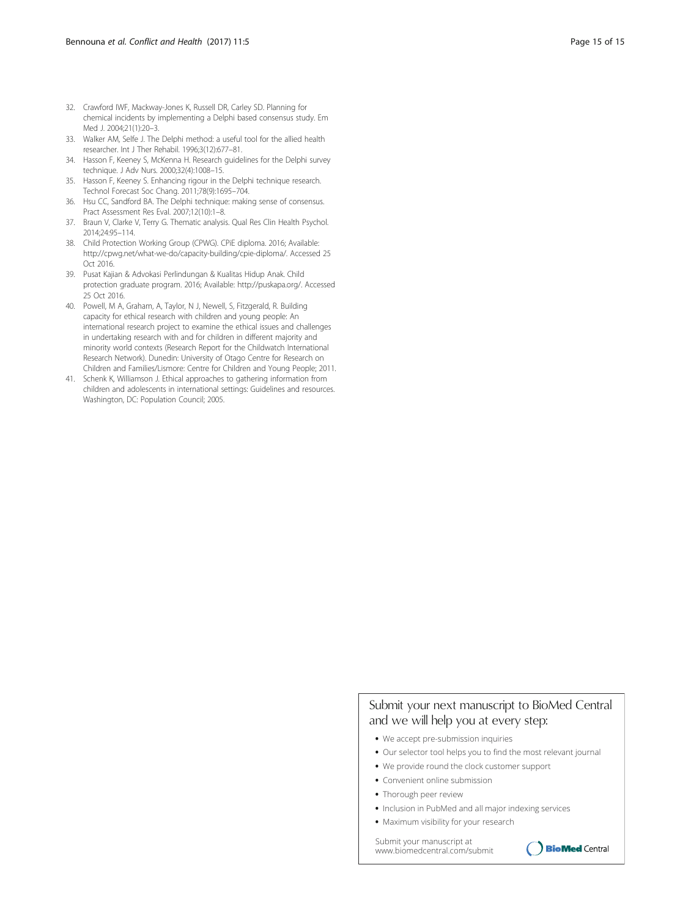32. Crawford IWF, Mackway-Jones K, Russell DR, Carley SD. Planning for chemical incidents by implementing a Delphi based consensus study. Em Med J. 2004;21(1):20–3.
33. Walker AM, Selfe J. The Delphi method: a useful tool for the allied health researcher. Int J Ther Rehabil. 1996;3(12):677–81.
34. Hasson F, Keeney S, McKenna H. Research guidelines for the Delphi survey technique. J Adv Nurs. 2000;32(4):1008–15.
35. Hasson F, Keeney S. Enhancing rigour in the Delphi technique research. Technol Forecast Soc Chang. 2011;78(9):1695–704.
36. Hsu CC, Sandford BA. The Delphi technique: making sense of consensus. Pract Assessment Res Eval. 2007;12(10):1–8.
37. Braun V, Clarke V, Terry G. Thematic analysis. Qual Res Clin Health Psychol. 2014;24:95–114.
38. Child Protection Working Group (CPWG). CPiE diploma. 2016; Available: http://cpwg.net/what-we-do/capacity-building/cpie-diploma/. Accessed 25 Oct 2016.
39. Pusat Kajian & Advokasi Perlindungan & Kualitas Hidup Anak. Child protection graduate program. 2016; Available: http://puskapa.org/. Accessed 25 Oct 2016.
40. Powell, M A, Graham, A, Taylor, N J, Newell, S, Fitzgerald, R. Building capacity for ethical research with children and young people: An international research project to examine the ethical issues and challenges in undertaking research with and for children in different majority and minority world contexts (Research Report for the Childwatch International Research Network). Dunedin: University of Otago Centre for Research on Children and Families/Lismore: Centre for Children and Young People; 2011.
41. Schenk K, Williamson J. Ethical approaches to gathering information from children and adolescents in international settings: Guidelines and resources. Washington, DC: Population Council; 2005.

Submit your next manuscript to BioMed Central and we will help you at every step:

- We accept pre-submission inquiries
- Our selector tool helps you to find the most relevant journal
- We provide round the clock customer support
- Convenient online submission
- Thorough peer review
- Inclusion in PubMed and all major indexing services
- Maximum visibility for your research

Submit your manuscript at www.biomedcentral.com/submit

BioMed Central